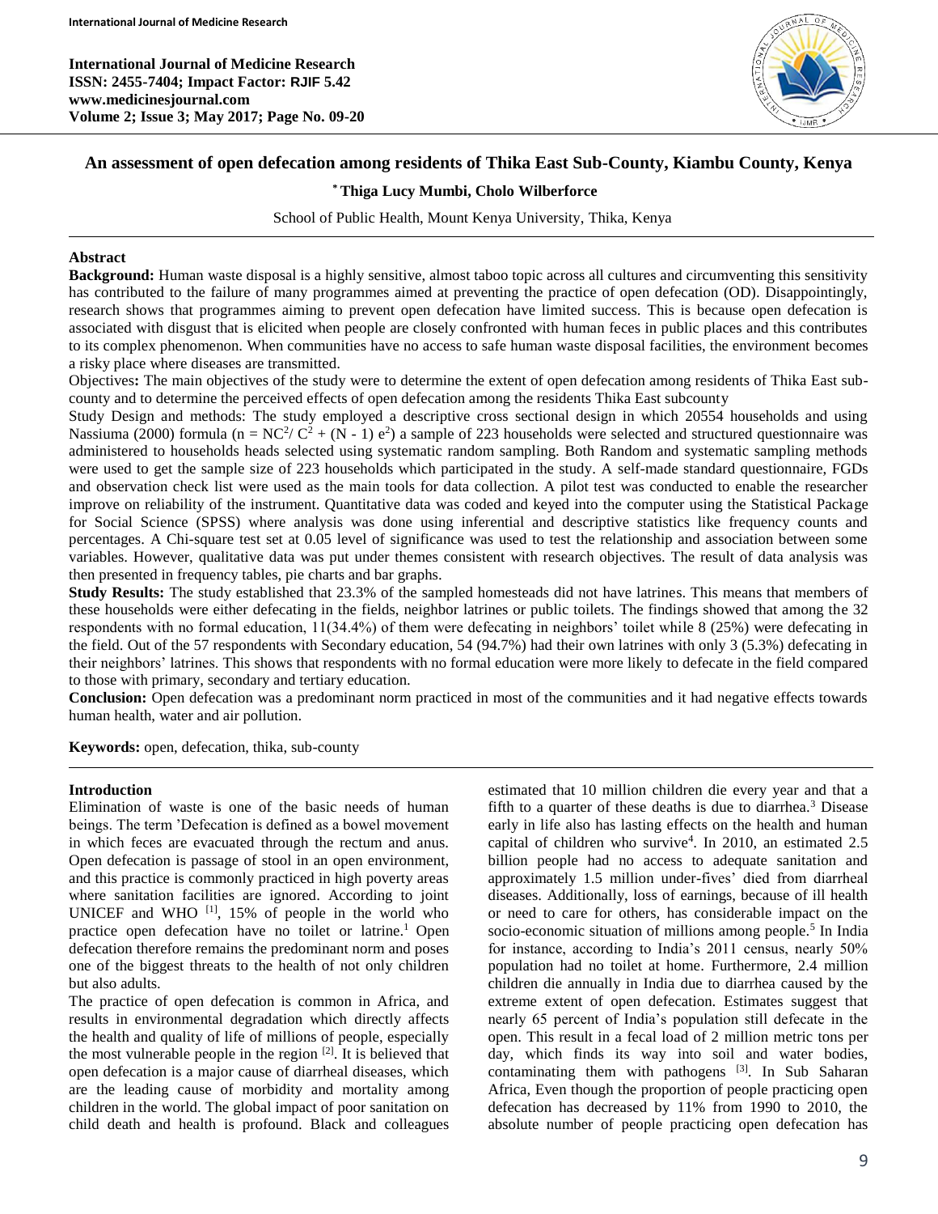# An assessment of open defecation among residents of Thika East Sub-County, Kiambu County, Kenya

**\* Thiga Lucy Mumbi, Cholo Wilberforce**

School of Public Health, Mount Kenya University, Thika, Kenya

## Abstract

**Background:** Human waste disposal is a highly sensitive, almost taboo topic across all cultures and circumventing this sensitivity has contributed to the failure of many programmes aimed at preventing the practice of open defecation (OD). Disappointingly, research shows that programmes aiming to prevent open defecation have limited success. This is because open defecation is associated with disgust that is elicited when people are closely confronted with human feces in public places and this contributes to its complex phenomenon. When communities have no access to safe human waste disposal facilities, the environment becomes a risky place where diseases are transmitted.

Objectives**:** The main objectives of the study were to determine the extent of open defecation among residents of Thika East sub-county and to determine the perceived effects of open defecation among the residents Thika East subcounty

Study Design and methods: The study employed a descriptive cross sectional design in which 20554 households and using Nassiuma (2000) formula ($n = NC^2/ C^2 + (N - 1) e^2$) a sample of 223 households were selected and structured questionnaire was administered to households heads selected using systematic random sampling. Both Random and systematic sampling methods were used to get the sample size of 223 households which participated in the study. A self-made standard questionnaire, FGDs and observation check list were used as the main tools for data collection. A pilot test was conducted to enable the researcher improve on reliability of the instrument. Quantitative data was coded and keyed into the computer using the Statistical Package for Social Science (SPSS) where analysis was done using inferential and descriptive statistics like frequency counts and percentages. A Chi-square test set at 0.05 level of significance was used to test the relationship and association between some variables. However, qualitative data was put under themes consistent with research objectives. The result of data analysis was then presented in frequency tables, pie charts and bar graphs.

**Study Results:** The study established that 23.3% of the sampled homesteads did not have latrines. This means that members of these households were either defecating in the fields, neighbor latrines or public toilets. The findings showed that among the 32 respondents with no formal education, 11(34.4%) of them were defecating in neighbors' toilet while 8 (25%) were defecating in the field. Out of the 57 respondents with Secondary education, 54 (94.7%) had their own latrines with only 3 (5.3%) defecating in their neighbors' latrines. This shows that respondents with no formal education were more likely to defecate in the field compared to those with primary, secondary and tertiary education.

**Conclusion:** Open defecation was a predominant norm practiced in most of the communities and it had negative effects towards human health, water and air pollution.

**Keywords:** open, defecation, thika, sub-county

## Introduction

Elimination of waste is one of the basic needs of human beings. The term 'Defecation is defined as a bowel movement in which feces are evacuated through the rectum and anus. Open defecation is passage of stool in an open environment, and this practice is commonly practiced in high poverty areas where sanitation facilities are ignored. According to joint UNICEF and WHO [1], 15% of people in the world who practice open defecation have no toilet or latrine.[1] Open defecation therefore remains the predominant norm and poses one of the biggest threats to the health of not only children but also adults.

The practice of open defecation is common in Africa, and results in environmental degradation which directly affects the health and quality of life of millions of people, especially the most vulnerable people in the region [2]. It is believed that open defecation is a major cause of diarrheal diseases, which are the leading cause of morbidity and mortality among children in the world. The global impact of poor sanitation on child death and health is profound. Black and colleagues estimated that 10 million children die every year and that a fifth to a quarter of these deaths is due to diarrhea.[3] Disease early in life also has lasting effects on the health and human capital of children who survive[4]. In 2010, an estimated 2.5 billion people had no access to adequate sanitation and approximately 1.5 million under-fives' died from diarrheal diseases. Additionally, loss of earnings, because of ill health or need to care for others, has considerable impact on the socio-economic situation of millions among people.[5] In India for instance, according to India's 2011 census, nearly 50% population had no toilet at home. Furthermore, 2.4 million children die annually in India due to diarrhea caused by the extreme extent of open defecation. Estimates suggest that nearly 65 percent of India's population still defecate in the open. This result in a fecal load of 2 million metric tons per day, which finds its way into soil and water bodies, contaminating them with pathogens [3]. In Sub Saharan Africa, Even though the proportion of people practicing open defecation has decreased by 11% from 1990 to 2010, the absolute number of people practicing open defecation has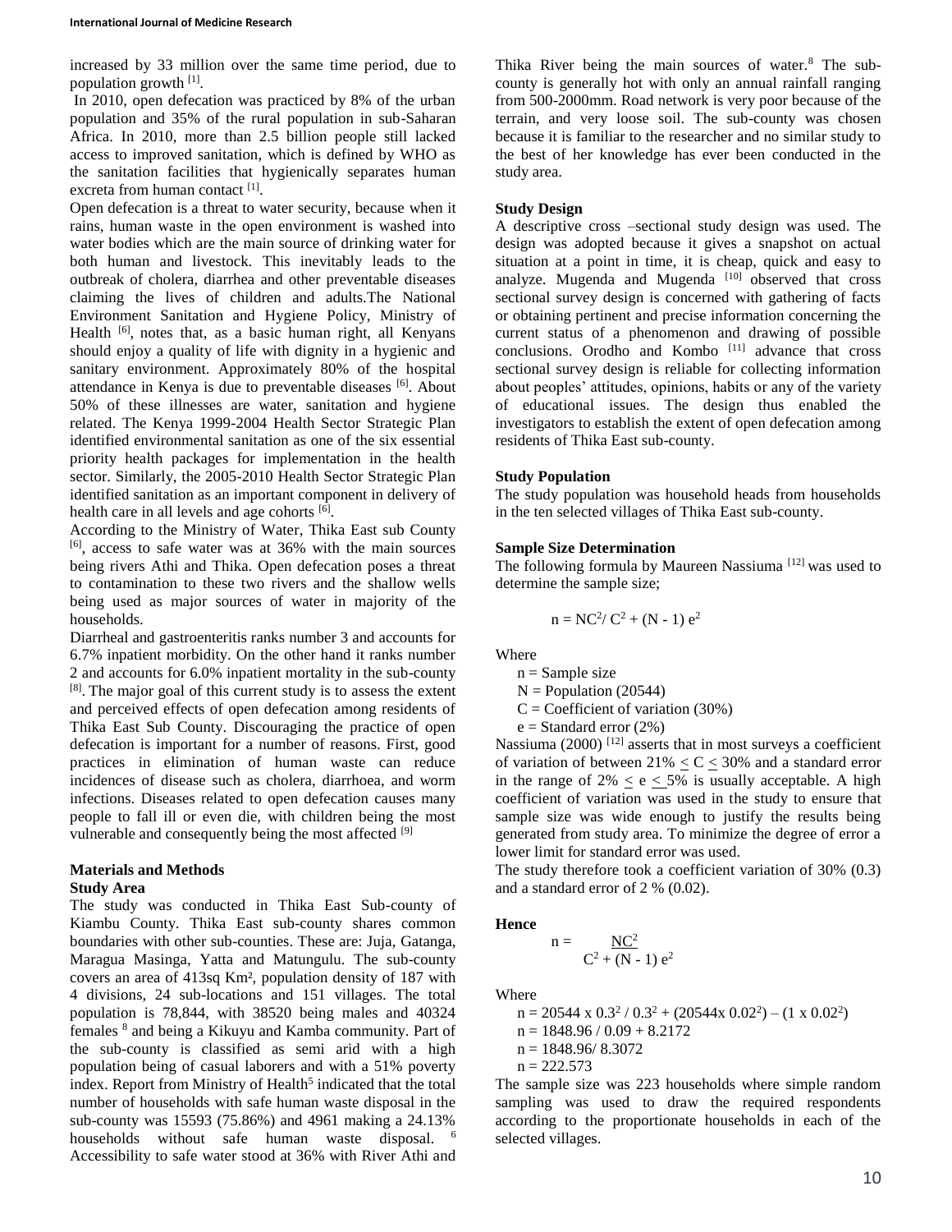increased by 33 million over the same time period, due to population growth [1].

In 2010, open defecation was practiced by 8% of the urban population and 35% of the rural population in sub-Saharan Africa. In 2010, more than 2.5 billion people still lacked access to improved sanitation, which is defined by WHO as the sanitation facilities that hygienically separates human excreta from human contact [1].

Open defecation is a threat to water security, because when it rains, human waste in the open environment is washed into water bodies which are the main source of drinking water for both human and livestock. This inevitably leads to the outbreak of cholera, diarrhea and other preventable diseases claiming the lives of children and adults.The National Environment Sanitation and Hygiene Policy, Ministry of Health [6], notes that, as a basic human right, all Kenyans should enjoy a quality of life with dignity in a hygienic and sanitary environment. Approximately 80% of the hospital attendance in Kenya is due to preventable diseases [6]. About 50% of these illnesses are water, sanitation and hygiene related. The Kenya 1999-2004 Health Sector Strategic Plan identified environmental sanitation as one of the six essential priority health packages for implementation in the health sector. Similarly, the 2005-2010 Health Sector Strategic Plan identified sanitation as an important component in delivery of health care in all levels and age cohorts [6].

According to the Ministry of Water, Thika East sub County [6], access to safe water was at 36% with the main sources being rivers Athi and Thika. Open defecation poses a threat to contamination to these two rivers and the shallow wells being used as major sources of water in majority of the households.

Diarrheal and gastroenteritis ranks number 3 and accounts for 6.7% inpatient morbidity. On the other hand it ranks number 2 and accounts for 6.0% inpatient mortality in the sub-county [8]. The major goal of this current study is to assess the extent and perceived effects of open defecation among residents of Thika East Sub County. Discouraging the practice of open defecation is important for a number of reasons. First, good practices in elimination of human waste can reduce incidences of disease such as cholera, diarrhoea, and worm infections. Diseases related to open defecation causes many people to fall ill or even die, with children being the most vulnerable and consequently being the most affected [9]

## Materials and Methods

### Study Area

The study was conducted in Thika East Sub-county of Kiambu County. Thika East sub-county shares common boundaries with other sub-counties. These are: Juja, Gatanga, Maragua Masinga, Yatta and Matungulu. The sub-county covers an area of 413sq Km², population density of 187 with 4 divisions, 24 sub-locations and 151 villages. The total population is 78,844, with 38520 being males and 40324 females [8] and being a Kikuyu and Kamba community. Part of the sub-county is classified as semi arid with a high population being of casual laborers and with a 51% poverty index. Report from Ministry of Health[5] indicated that the total number of households with safe human waste disposal in the sub-county was 15593 (75.86%) and 4961 making a 24.13% households without safe human waste disposal. [6] Accessibility to safe water stood at 36% with River Athi and Thika River being the main sources of water.[8] The sub-county is generally hot with only an annual rainfall ranging from 500-2000mm. Road network is very poor because of the terrain, and very loose soil. The sub-county was chosen because it is familiar to the researcher and no similar study to the best of her knowledge has ever been conducted in the study area.

### Study Design

A descriptive cross –sectional study design was used. The design was adopted because it gives a snapshot on actual situation at a point in time, it is cheap, quick and easy to analyze. Mugenda and Mugenda [10] observed that cross sectional survey design is concerned with gathering of facts or obtaining pertinent and precise information concerning the current status of a phenomenon and drawing of possible conclusions. Orodho and Kombo [11] advance that cross sectional survey design is reliable for collecting information about peoples' attitudes, opinions, habits or any of the variety of educational issues. The design thus enabled the investigators to establish the extent of open defecation among residents of Thika East sub-county.

### Study Population

The study population was household heads from households in the ten selected villages of Thika East sub-county.

### Sample Size Determination

The following formula by Maureen Nassiuma [12] was used to determine the sample size;

$$n = NC^2 / C^2 + (N - 1)\, e^2$$

Where

- n = Sample size
- N = Population (20544)
- C = Coefficient of variation (30%)
- e = Standard error (2%)

Nassiuma (2000) [12] asserts that in most surveys a coefficient of variation of between $21\% \le C \le 30\%$ and a standard error in the range of $2\% \le e \le 5\%$ is usually acceptable. A high coefficient of variation was used in the study to ensure that sample size was wide enough to justify the results being generated from study area. To minimize the degree of error a lower limit for standard error was used.

The study therefore took a coefficient variation of 30% (0.3) and a standard error of 2 % (0.02).

**Hence**

$$n = \frac{NC^2}{C^2 + (N - 1)\, e^2}$$

Where

$$n = 20544 \times 0.3^2 / 0.3^2 + (20544 \times 0.02^2) - (1 \times 0.02^2)$$

$$n = 1848.96 / 0.09 + 8.2172$$

$$n = 1848.96 / 8.3072$$

$$n = 222.573$$

The sample size was 223 households where simple random sampling was used to draw the required respondents according to the proportionate households in each of the selected villages.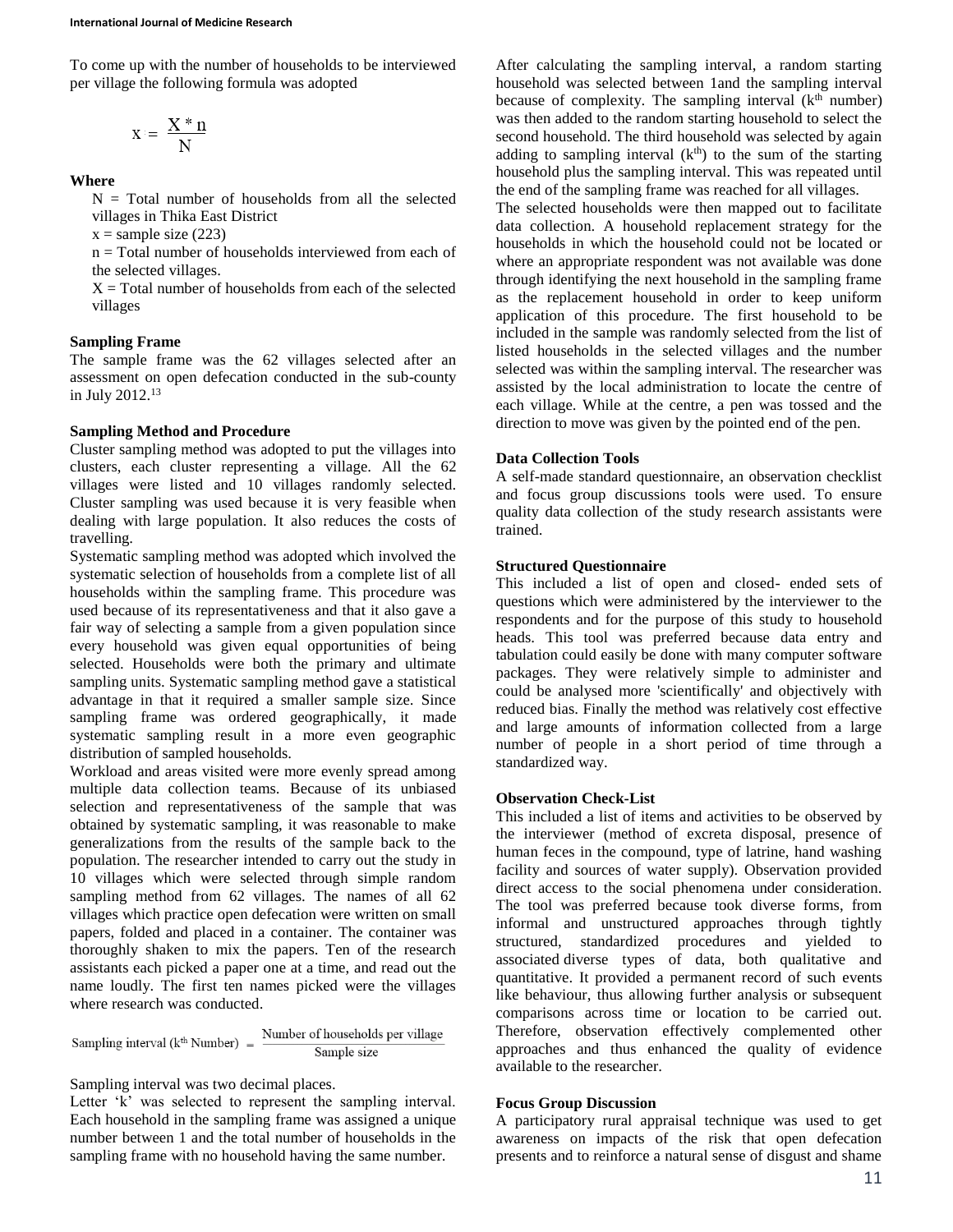To come up with the number of households to be interviewed per village the following formula was adopted

$$x = \frac{X * n}{N}$$

**Where**

N = Total number of households from all the selected villages in Thika East District

x = sample size (223)

n = Total number of households interviewed from each of the selected villages.

X = Total number of households from each of the selected villages

### Sampling Frame

The sample frame was the 62 villages selected after an assessment on open defecation conducted in the sub-county in July 2012.[13]

### Sampling Method and Procedure

Cluster sampling method was adopted to put the villages into clusters, each cluster representing a village. All the 62 villages were listed and 10 villages randomly selected. Cluster sampling was used because it is very feasible when dealing with large population. It also reduces the costs of travelling.

Systematic sampling method was adopted which involved the systematic selection of households from a complete list of all households within the sampling frame. This procedure was used because of its representativeness and that it also gave a fair way of selecting a sample from a given population since every household was given equal opportunities of being selected. Households were both the primary and ultimate sampling units. Systematic sampling method gave a statistical advantage in that it required a smaller sample size. Since sampling frame was ordered geographically, it made systematic sampling result in a more even geographic distribution of sampled households.

Workload and areas visited were more evenly spread among multiple data collection teams. Because of its unbiased selection and representativeness of the sample that was obtained by systematic sampling, it was reasonable to make generalizations from the results of the sample back to the population. The researcher intended to carry out the study in 10 villages which were selected through simple random sampling method from 62 villages. The names of all 62 villages which practice open defecation were written on small papers, folded and placed in a container. The container was thoroughly shaken to mix the papers. Ten of the research assistants each picked a paper one at a time, and read out the name loudly. The first ten names picked were the villages where research was conducted.

$$\text{Sampling interval (}k^{th}\text{ Number)} = \frac{\text{Number of households per village}}{\text{Sample size}}$$

Sampling interval was two decimal places.

Letter 'k' was selected to represent the sampling interval. Each household in the sampling frame was assigned a unique number between 1 and the total number of households in the sampling frame with no household having the same number.

After calculating the sampling interval, a random starting household was selected between 1and the sampling interval because of complexity. The sampling interval ($k^{th}$ number) was then added to the random starting household to select the second household. The third household was selected by again adding to sampling interval ($k^{th}$) to the sum of the starting household plus the sampling interval. This was repeated until the end of the sampling frame was reached for all villages.

The selected households were then mapped out to facilitate data collection. A household replacement strategy for the households in which the household could not be located or where an appropriate respondent was not available was done through identifying the next household in the sampling frame as the replacement household in order to keep uniform application of this procedure. The first household to be included in the sample was randomly selected from the list of listed households in the selected villages and the number selected was within the sampling interval. The researcher was assisted by the local administration to locate the centre of each village. While at the centre, a pen was tossed and the direction to move was given by the pointed end of the pen.

### Data Collection Tools

A self-made standard questionnaire, an observation checklist and focus group discussions tools were used. To ensure quality data collection of the study research assistants were trained.

### Structured Questionnaire

This included a list of open and closed- ended sets of questions which were administered by the interviewer to the respondents and for the purpose of this study to household heads. This tool was preferred because data entry and tabulation could easily be done with many computer software packages. They were relatively simple to administer and could be analysed more 'scientifically' and objectively with reduced bias. Finally the method was relatively cost effective and large amounts of information collected from a large number of people in a short period of time through a standardized way.

### Observation Check-List

This included a list of items and activities to be observed by the interviewer (method of excreta disposal, presence of human feces in the compound, type of latrine, hand washing facility and sources of water supply). Observation provided direct access to the social phenomena under consideration. The tool was preferred because took diverse forms, from informal and unstructured approaches through tightly structured, standardized procedures and yielded to associated diverse types of data, both qualitative and quantitative. It provided a permanent record of such events like behaviour, thus allowing further analysis or subsequent comparisons across time or location to be carried out. Therefore, observation effectively complemented other approaches and thus enhanced the quality of evidence available to the researcher.

### Focus Group Discussion

A participatory rural appraisal technique was used to get awareness on impacts of the risk that open defecation presents and to reinforce a natural sense of disgust and shame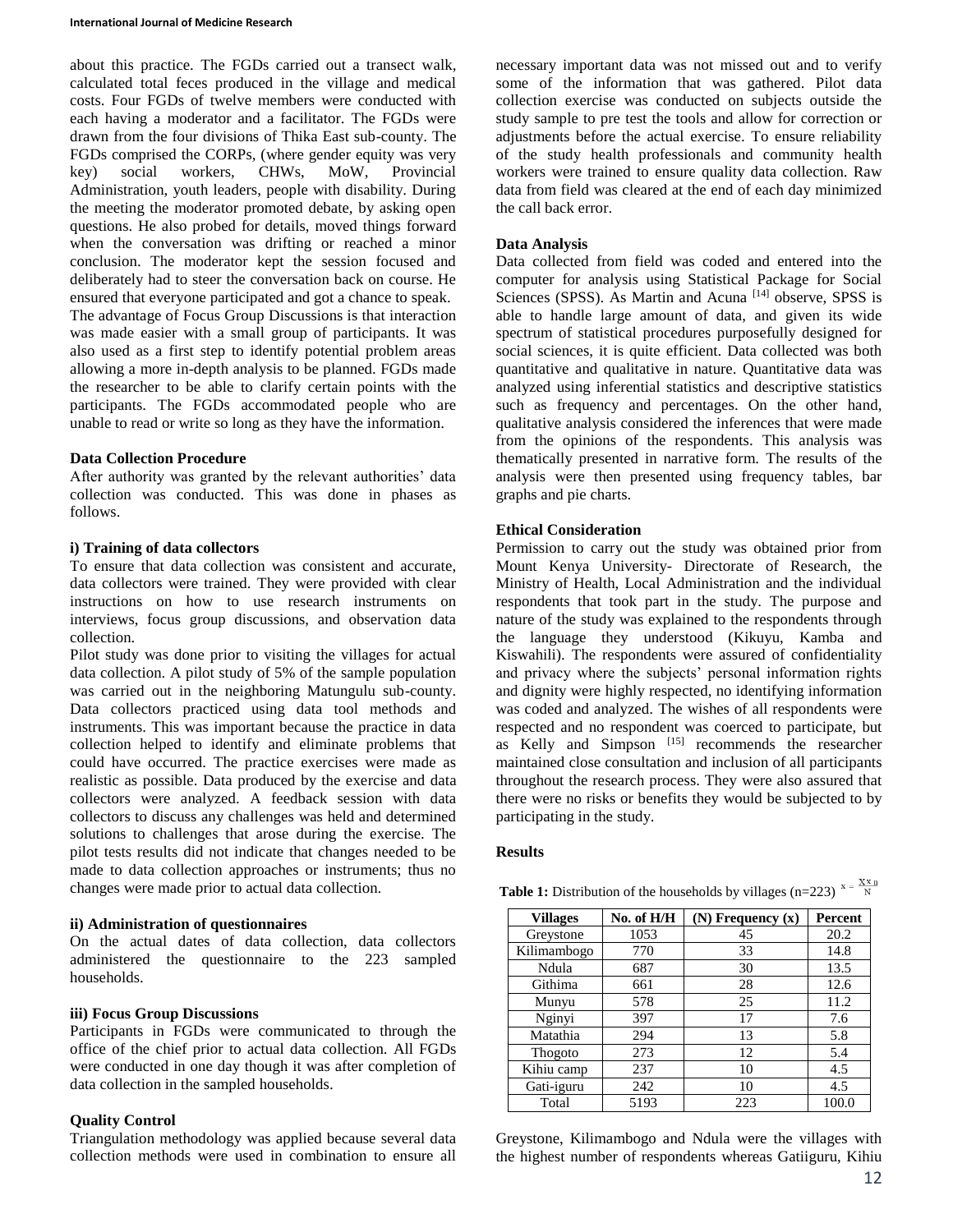about this practice. The FGDs carried out a transect walk, calculated total feces produced in the village and medical costs. Four FGDs of twelve members were conducted with each having a moderator and a facilitator. The FGDs were drawn from the four divisions of Thika East sub-county. The FGDs comprised the CORPs, (where gender equity was very key) social workers, CHWs, MoW, Provincial Administration, youth leaders, people with disability. During the meeting the moderator promoted debate, by asking open questions. He also probed for details, moved things forward when the conversation was drifting or reached a minor conclusion. The moderator kept the session focused and deliberately had to steer the conversation back on course. He ensured that everyone participated and got a chance to speak.

The advantage of Focus Group Discussions is that interaction was made easier with a small group of participants. It was also used as a first step to identify potential problem areas allowing a more in-depth analysis to be planned. FGDs made the researcher to be able to clarify certain points with the participants. The FGDs accommodated people who are unable to read or write so long as they have the information.

### Data Collection Procedure

After authority was granted by the relevant authorities' data collection was conducted. This was done in phases as follows.

#### i) Training of data collectors

To ensure that data collection was consistent and accurate, data collectors were trained. They were provided with clear instructions on how to use research instruments on interviews, focus group discussions, and observation data collection.

Pilot study was done prior to visiting the villages for actual data collection. A pilot study of 5% of the sample population was carried out in the neighboring Matungulu sub-county. Data collectors practiced using data tool methods and instruments. This was important because the practice in data collection helped to identify and eliminate problems that could have occurred. The practice exercises were made as realistic as possible. Data produced by the exercise and data collectors were analyzed. A feedback session with data collectors to discuss any challenges was held and determined solutions to challenges that arose during the exercise. The pilot tests results did not indicate that changes needed to be made to data collection approaches or instruments; thus no changes were made prior to actual data collection.

#### ii) Administration of questionnaires

On the actual dates of data collection, data collectors administered the questionnaire to the 223 sampled households.

#### iii) Focus Group Discussions

Participants in FGDs were communicated to through the office of the chief prior to actual data collection. All FGDs were conducted in one day though it was after completion of data collection in the sampled households.

### Quality Control

Triangulation methodology was applied because several data collection methods were used in combination to ensure all necessary important data was not missed out and to verify some of the information that was gathered. Pilot data collection exercise was conducted on subjects outside the study sample to pre test the tools and allow for correction or adjustments before the actual exercise. To ensure reliability of the study health professionals and community health workers were trained to ensure quality data collection. Raw data from field was cleared at the end of each day minimized the call back error.

### Data Analysis

Data collected from field was coded and entered into the computer for analysis using Statistical Package for Social Sciences (SPSS). As Martin and Acuna [14] observe, SPSS is able to handle large amount of data, and given its wide spectrum of statistical procedures purposefully designed for social sciences, it is quite efficient. Data collected was both quantitative and qualitative in nature. Quantitative data was analyzed using inferential statistics and descriptive statistics such as frequency and percentages. On the other hand, qualitative analysis considered the inferences that were made from the opinions of the respondents. This analysis was thematically presented in narrative form. The results of the analysis were then presented using frequency tables, bar graphs and pie charts.

### Ethical Consideration

Permission to carry out the study was obtained prior from Mount Kenya University- Directorate of Research, the Ministry of Health, Local Administration and the individual respondents that took part in the study. The purpose and nature of the study was explained to the respondents through the language they understood (Kikuyu, Kamba and Kiswahili). The respondents were assured of confidentiality and privacy where the subjects' personal information rights and dignity were highly respected, no identifying information was coded and analyzed. The wishes of all respondents were respected and no respondent was coerced to participate, but as Kelly and Simpson [15] recommends the researcher maintained close consultation and inclusion of all participants throughout the research process. They were also assured that there were no risks or benefits they would be subjected to by participating in the study.

## Results

**Table 1:** Distribution of the households by villages (n=223) $x = \frac{X x_n}{N}$

| Villages | No. of H/H | (N) Frequency (x) | Percent |
|---|---|---|---|
| Greystone | 1053 | 45 | 20.2 |
| Kilimambogo | 770 | 33 | 14.8 |
| Ndula | 687 | 30 | 13.5 |
| Githima | 661 | 28 | 12.6 |
| Munyu | 578 | 25 | 11.2 |
| Nginyi | 397 | 17 | 7.6 |
| Matathia | 294 | 13 | 5.8 |
| Thogoto | 273 | 12 | 5.4 |
| Kihiu camp | 237 | 10 | 4.5 |
| Gati-iguru | 242 | 10 | 4.5 |
| Total | 5193 | 223 | 100.0 |

Greystone, Kilimambogo and Ndula were the villages with the highest number of respondents whereas Gatiiguru, Kihiu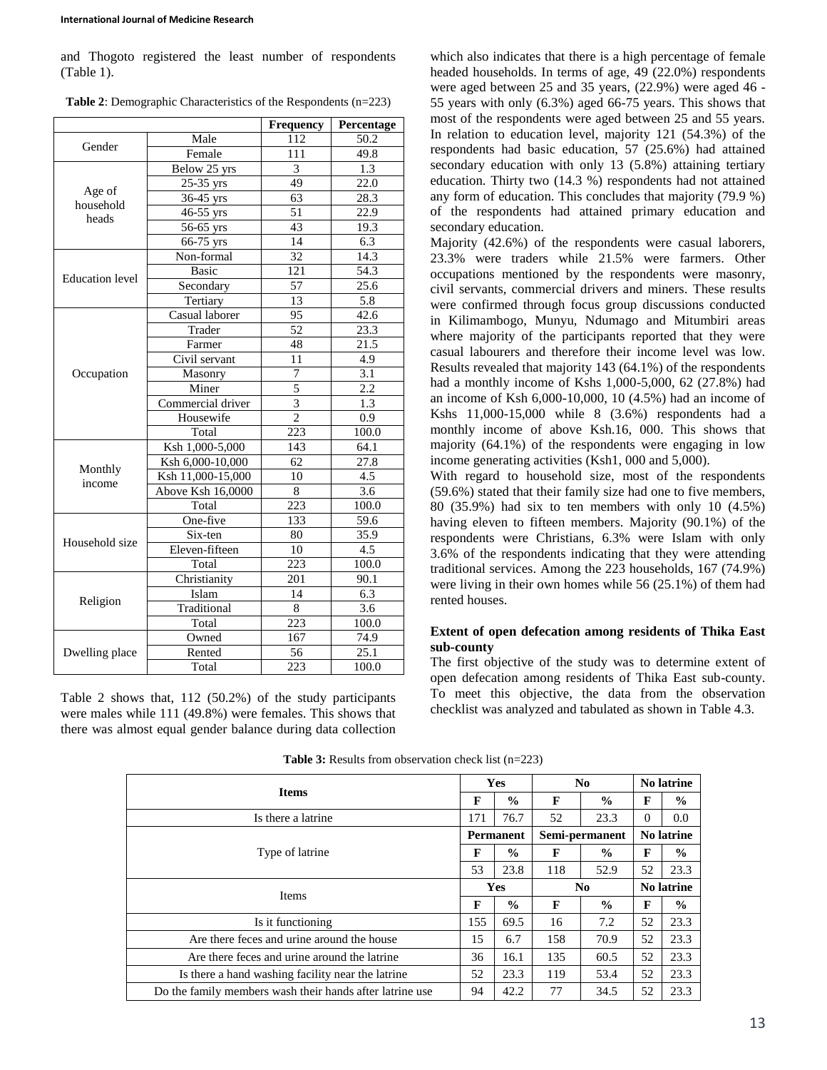and Thogoto registered the least number of respondents (Table 1).

**Table 2**: Demographic Characteristics of the Respondents (n=223)

| | | Frequency | Percentage |
|---|---|---|---|
| Gender | Male | 112 | 50.2 |
| | Female | 111 | 49.8 |
| Age of household heads | Below 25 yrs | 3 | 1.3 |
| | 25-35 yrs | 49 | 22.0 |
| | 36-45 yrs | 63 | 28.3 |
| | 46-55 yrs | 51 | 22.9 |
| | 56-65 yrs | 43 | 19.3 |
| | 66-75 yrs | 14 | 6.3 |
| Education level | Non-formal | 32 | 14.3 |
| | Basic | 121 | 54.3 |
| | Secondary | 57 | 25.6 |
| | Tertiary | 13 | 5.8 |
| Occupation | Casual laborer | 95 | 42.6 |
| | Trader | 52 | 23.3 |
| | Farmer | 48 | 21.5 |
| | Civil servant | 11 | 4.9 |
| | Masonry | 7 | 3.1 |
| | Miner | 5 | 2.2 |
| | Commercial driver | 3 | 1.3 |
| | Housewife | 2 | 0.9 |
| | Total | 223 | 100.0 |
| Monthly income | Ksh 1,000-5,000 | 143 | 64.1 |
| | Ksh 6,000-10,000 | 62 | 27.8 |
| | Ksh 11,000-15,000 | 10 | 4.5 |
| | Above Ksh 16,0000 | 8 | 3.6 |
| | Total | 223 | 100.0 |
| Household size | One-five | 133 | 59.6 |
| | Six-ten | 80 | 35.9 |
| | Eleven-fifteen | 10 | 4.5 |
| | Total | 223 | 100.0 |
| Religion | Christianity | 201 | 90.1 |
| | Islam | 14 | 6.3 |
| | Traditional | 8 | 3.6 |
| | Total | 223 | 100.0 |
| Dwelling place | Owned | 167 | 74.9 |
| | Rented | 56 | 25.1 |
| | Total | 223 | 100.0 |

Table 2 shows that, 112 (50.2%) of the study participants were males while 111 (49.8%) were females. This shows that there was almost equal gender balance during data collection which also indicates that there is a high percentage of female headed households. In terms of age, 49 (22.0%) respondents were aged between 25 and 35 years, (22.9%) were aged 46 - 55 years with only (6.3%) aged 66-75 years. This shows that most of the respondents were aged between 25 and 55 years. In relation to education level, majority 121 (54.3%) of the respondents had basic education, 57 (25.6%) had attained secondary education with only 13 (5.8%) attaining tertiary education. Thirty two (14.3 %) respondents had not attained any form of education. This concludes that majority (79.9 %) of the respondents had attained primary education and secondary education.

Majority (42.6%) of the respondents were casual laborers, 23.3% were traders while 21.5% were farmers. Other occupations mentioned by the respondents were masonry, civil servants, commercial drivers and miners. These results were confirmed through focus group discussions conducted in Kilimambogo, Munyu, Ndumago and Mitumbiri areas where majority of the participants reported that they were casual labourers and therefore their income level was low. Results revealed that majority 143 (64.1%) of the respondents had a monthly income of Kshs 1,000-5,000, 62 (27.8%) had an income of Ksh 6,000-10,000, 10 (4.5%) had an income of Kshs 11,000-15,000 while 8 (3.6%) respondents had a monthly income of above Ksh.16, 000. This shows that majority (64.1%) of the respondents were engaging in low income generating activities (Ksh1, 000 and 5,000).

With regard to household size, most of the respondents (59.6%) stated that their family size had one to five members, 80 (35.9%) had six to ten members with only 10 (4.5%) having eleven to fifteen members. Majority (90.1%) of the respondents were Christians, 6.3% were Islam with only 3.6% of the respondents indicating that they were attending traditional services. Among the 223 households, 167 (74.9%) were living in their own homes while 56 (25.1%) of them had rented houses.

### Extent of open defecation among residents of Thika East sub-county

The first objective of the study was to determine extent of open defecation among residents of Thika East sub-county. To meet this objective, the data from the observation checklist was analyzed and tabulated as shown in Table 4.3.

**Table 3:** Results from observation check list (n=223)

| Items | Yes | | No | | No latrine | |
|---|---|---|---|---|---|---|
| | F | % | F | % | F | % |
| Is there a latrine | 171 | 76.7 | 52 | 23.3 | 0 | 0.0 |
| Type of latrine | Permanent | | Semi-permanent | | No latrine | |
| | F | % | F | % | F | % |
| | 53 | 23.8 | 118 | 52.9 | 52 | 23.3 |
| Items | Yes | | No | | No latrine | |
| | F | % | F | % | F | % |
| Is it functioning | 155 | 69.5 | 16 | 7.2 | 52 | 23.3 |
| Are there feces and urine around the house | 15 | 6.7 | 158 | 70.9 | 52 | 23.3 |
| Are there feces and urine around the latrine | 36 | 16.1 | 135 | 60.5 | 52 | 23.3 |
| Is there a hand washing facility near the latrine | 52 | 23.3 | 119 | 53.4 | 52 | 23.3 |
| Do the family members wash their hands after latrine use | 94 | 42.2 | 77 | 34.5 | 52 | 23.3 |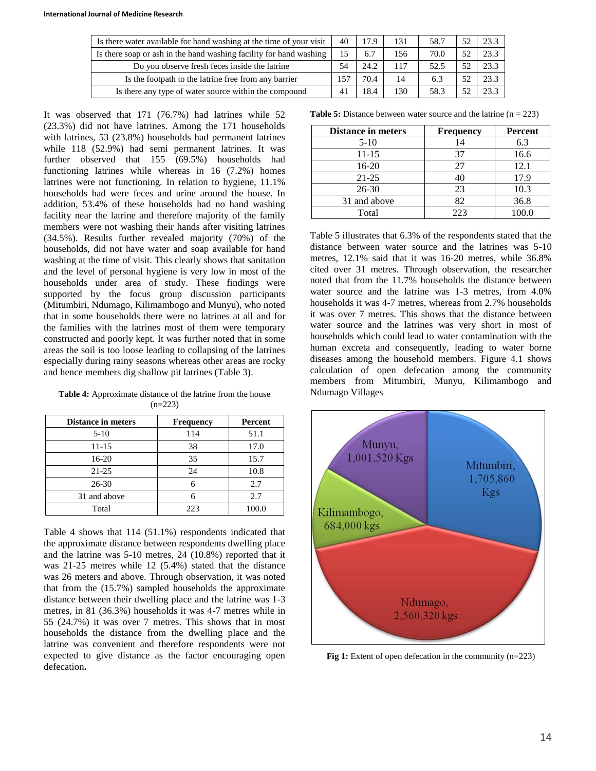| | | | | | | |
|---|---|---|---|---|---|---|
| Is there water available for hand washing at the time of your visit | 40 | 17.9 | 131 | 58.7 | 52 | 23.3 |
| Is there soap or ash in the hand washing facility for hand washing | 15 | 6.7 | 156 | 70.0 | 52 | 23.3 |
| Do you observe fresh feces inside the latrine | 54 | 24.2 | 117 | 52.5 | 52 | 23.3 |
| Is the footpath to the latrine free from any barrier | 157 | 70.4 | 14 | 6.3 | 52 | 23.3 |
| Is there any type of water source within the compound | 41 | 18.4 | 130 | 58.3 | 52 | 23.3 |

It was observed that 171 (76.7%) had latrines while 52 (23.3%) did not have latrines. Among the 171 households with latrines, 53 (23.8%) households had permanent latrines while 118 (52.9%) had semi permanent latrines. It was further observed that 155 (69.5%) households had functioning latrines while whereas in 16 (7.2%) homes latrines were not functioning. In relation to hygiene, 11.1% households had were feces and urine around the house. In addition, 53.4% of these households had no hand washing facility near the latrine and therefore majority of the family members were not washing their hands after visiting latrines (34.5%). Results further revealed majority (70%) of the households, did not have water and soap available for hand washing at the time of visit. This clearly shows that sanitation and the level of personal hygiene is very low in most of the households under area of study. These findings were supported by the focus group discussion participants (Mitumbiri, Ndumago, Kilimambogo and Munyu), who noted that in some households there were no latrines at all and for the families with the latrines most of them were temporary constructed and poorly kept. It was further noted that in some areas the soil is too loose leading to collapsing of the latrines especially during rainy seasons whereas other areas are rocky and hence members dig shallow pit latrines (Table 3).

**Table 4:** Approximate distance of the latrine from the house (n=223)

| Distance in meters | Frequency | Percent |
|---|---|---|
| 5-10 | 114 | 51.1 |
| 11-15 | 38 | 17.0 |
| 16-20 | 35 | 15.7 |
| 21-25 | 24 | 10.8 |
| 26-30 | 6 | 2.7 |
| 31 and above | 6 | 2.7 |
| Total | 223 | 100.0 |

Table 4 shows that 114 (51.1%) respondents indicated that the approximate distance between respondents dwelling place and the latrine was 5-10 metres, 24 (10.8%) reported that it was 21-25 metres while 12 (5.4%) stated that the distance was 26 meters and above. Through observation, it was noted that from the (15.7%) sampled households the approximate distance between their dwelling place and the latrine was 1-3 metres, in 81 (36.3%) households it was 4-7 metres while in 55 (24.7%) it was over 7 metres. This shows that in most households the distance from the dwelling place and the latrine was convenient and therefore respondents were not expected to give distance as the factor encouraging open defecation**.**

**Table 5:** Distance between water source and the latrine (n = 223)

| Distance in meters | Frequency | Percent |
|---|---|---|
| 5-10 | 14 | 6.3 |
| 11-15 | 37 | 16.6 |
| 16-20 | 27 | 12.1 |
| 21-25 | 40 | 17.9 |
| 26-30 | 23 | 10.3 |
| 31 and above | 82 | 36.8 |
| Total | 223 | 100.0 |

Table 5 illustrates that 6.3% of the respondents stated that the distance between water source and the latrines was 5-10 metres, 12.1% said that it was 16-20 metres, while 36.8% cited over 31 metres. Through observation, the researcher noted that from the 11.7% households the distance between water source and the latrine was 1-3 metres, from 4.0% households it was 4-7 metres, whereas from 2.7% households it was over 7 metres. This shows that the distance between water source and the latrines was very short in most of households which could lead to water contamination with the human excreta and consequently, leading to water borne diseases among the household members. Figure 4.1 shows calculation of open defecation among the community members from Mitumbiri, Munyu, Kilimambogo and Ndumago Villages

**Fig 1:** Extent of open defecation in the community (n=223)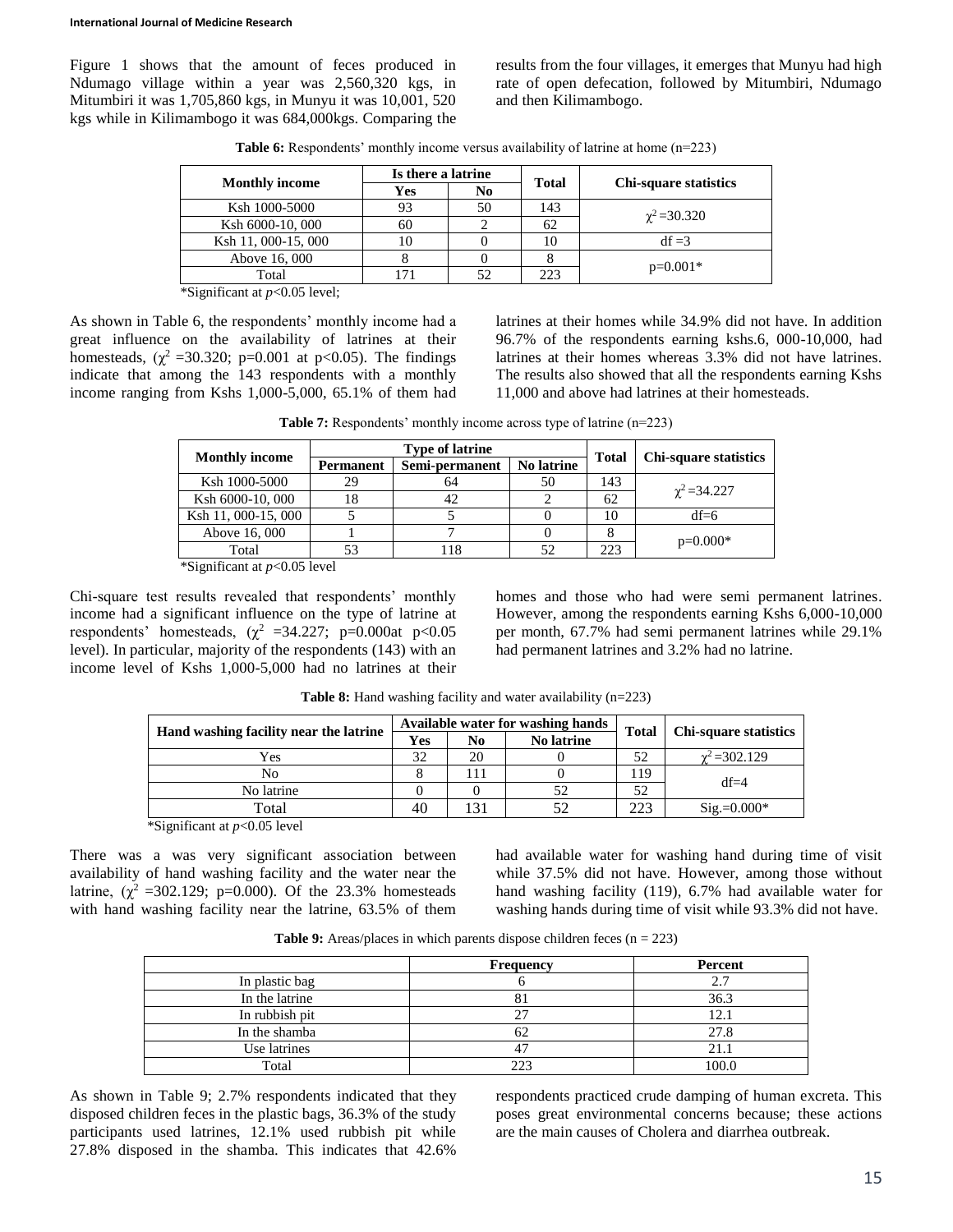Figure 1 shows that the amount of feces produced in Ndumago village within a year was 2,560,320 kgs, in Mitumbiri it was 1,705,860 kgs, in Munyu it was 10,001, 520 kgs while in Kilimambogo it was 684,000kgs. Comparing the results from the four villages, it emerges that Munyu had high rate of open defecation, followed by Mitumbiri, Ndumago and then Kilimambogo.

**Table 6:** Respondents' monthly income versus availability of latrine at home (n=223)

| Monthly income | Is there a latrine | | Total | Chi-square statistics |
|---|---|---|---|---|
| | Yes | No | | |
| Ksh 1000-5000 | 93 | 50 | 143 | $\chi^2$ =30.320 |
| Ksh 6000-10, 000 | 60 | 2 | 62 | |
| Ksh 11, 000-15, 000 | 10 | 0 | 10 | df =3 |
| Above 16, 000 | 8 | 0 | 8 | p=0.001* |
| Total | 171 | 52 | 223 | |

*Significant at $p$<0.05 level;

As shown in Table 6, the respondents' monthly income had a great influence on the availability of latrines at their homesteads, ($\chi^2$ =30.320; p=0.001 at p<0.05). The findings indicate that among the 143 respondents with a monthly income ranging from Kshs 1,000-5,000, 65.1% of them had latrines at their homes while 34.9% did not have. In addition 96.7% of the respondents earning kshs.6, 000-10,000, had latrines at their homes whereas 3.3% did not have latrines. The results also showed that all the respondents earning Kshs 11,000 and above had latrines at their homesteads.

**Table 7:** Respondents' monthly income across type of latrine (n=223)

| Monthly income | Type of latrine | | | Total | Chi-square statistics |
|---|---|---|---|---|---|
| | Permanent | Semi-permanent | No latrine | | |
| Ksh 1000-5000 | 29 | 64 | 50 | 143 | $\chi^2$ =34.227 |
| Ksh 6000-10, 000 | 18 | 42 | 2 | 62 | |
| Ksh 11, 000-15, 000 | 5 | 5 | 0 | 10 | df=6 |
| Above 16, 000 | 1 | 7 | 0 | 8 | p=0.000* |
| Total | 53 | 118 | 52 | 223 | |

*Significant at $p$<0.05 level

Chi-square test results revealed that respondents' monthly income had a significant influence on the type of latrine at respondents' homesteads, ($\chi^2$ =34.227; p=0.000at p<0.05 level). In particular, majority of the respondents (143) with an income level of Kshs 1,000-5,000 had no latrines at their homes and those who had were semi permanent latrines. However, among the respondents earning Kshs 6,000-10,000 per month, 67.7% had semi permanent latrines while 29.1% had permanent latrines and 3.2% had no latrine.

**Table 8:** Hand washing facility and water availability (n=223)

| Hand washing facility near the latrine | Available water for washing hands | | | Total | Chi-square statistics |
|---|---|---|---|---|---|
| | Yes | No | No latrine | | |
| Yes | 32 | 20 | 0 | 52 | $\chi^2$ =302.129 |
| No | 8 | 111 | 0 | 119 | df=4 |
| No latrine | 0 | 0 | 52 | 52 | |
| Total | 40 | 131 | 52 | 223 | Sig.=0.000* |

*Significant at $p$<0.05 level

There was a was very significant association between availability of hand washing facility and the water near the latrine, ($\chi^2$ =302.129; p=0.000). Of the 23.3% homesteads with hand washing facility near the latrine, 63.5% of them had available water for washing hand during time of visit while 37.5% did not have. However, among those without hand washing facility (119), 6.7% had available water for washing hands during time of visit while 93.3% did not have.

**Table 9:** Areas/places in which parents dispose children feces (n = 223)

| | Frequency | Percent |
|---|---|---|
| In plastic bag | 6 | 2.7 |
| In the latrine | 81 | 36.3 |
| In rubbish pit | 27 | 12.1 |
| In the shamba | 62 | 27.8 |
| Use latrines | 47 | 21.1 |
| Total | 223 | 100.0 |

As shown in Table 9; 2.7% respondents indicated that they disposed children feces in the plastic bags, 36.3% of the study participants used latrines, 12.1% used rubbish pit while 27.8% disposed in the shamba. This indicates that 42.6% respondents practiced crude damping of human excreta. This poses great environmental concerns because; these actions are the main causes of Cholera and diarrhea outbreak.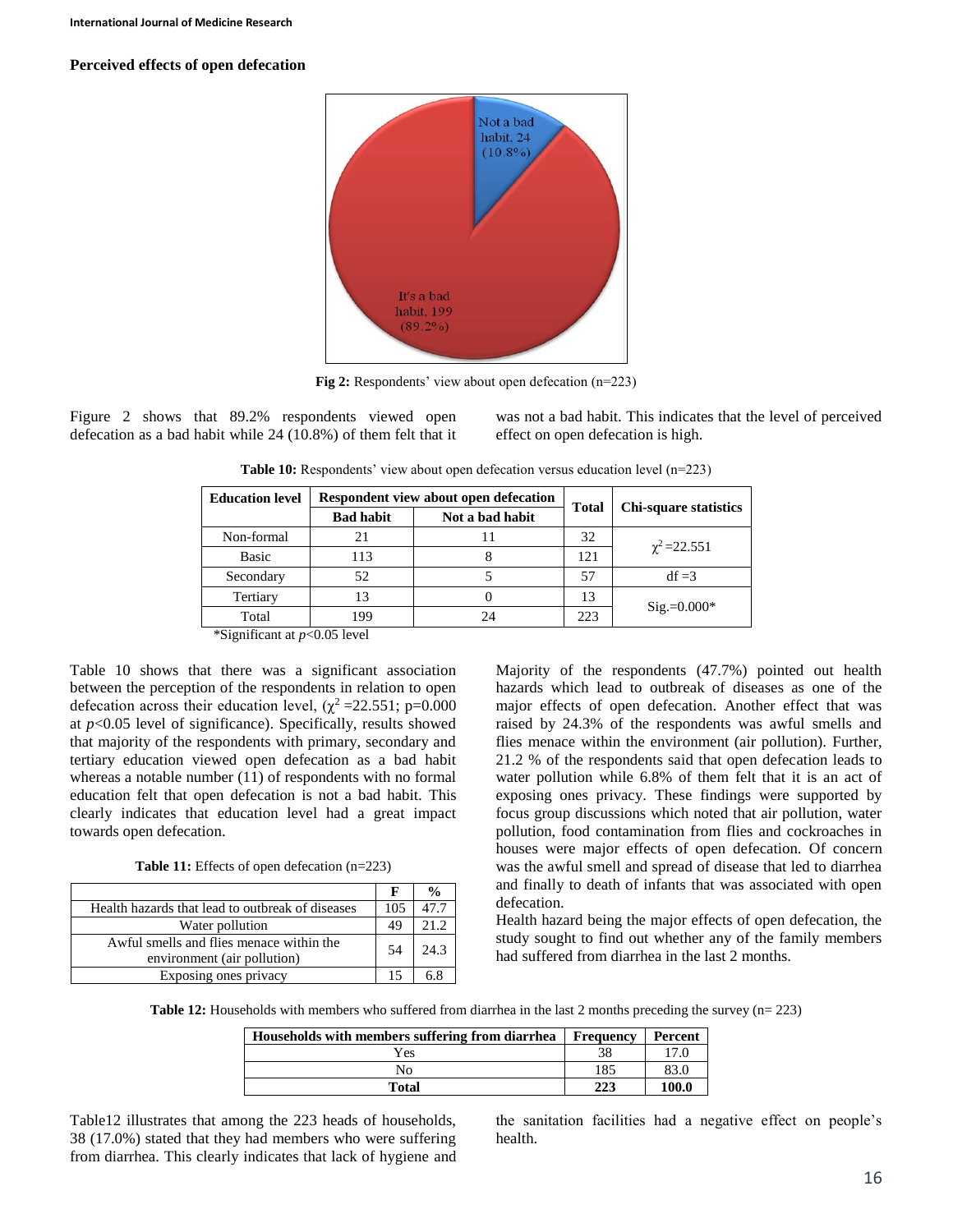### Perceived effects of open defecation

**Fig 2:** Respondents' view about open defecation (n=223)

Figure 2 shows that 89.2% respondents viewed open defecation as a bad habit while 24 (10.8%) of them felt that it was not a bad habit. This indicates that the level of perceived effect on open defecation is high.

**Table 10:** Respondents' view about open defecation versus education level (n=223)

| Education level | Respondent view about open defecation | | Total | Chi-square statistics |
|---|---|---|---|---|
| | Bad habit | Not a bad habit | | |
| Non-formal | 21 | 11 | 32 | $\chi^2$ =22.551 |
| Basic | 113 | 8 | 121 | |
| Secondary | 52 | 5 | 57 | df =3 |
| Tertiary | 13 | 0 | 13 | Sig.=0.000* |
| Total | 199 | 24 | 223 | |

*Significant at $p$<0.05 level

Table 10 shows that there was a significant association between the perception of the respondents in relation to open defecation across their education level, ($\chi^2$ =22.551; p=0.000 at $p$<0.05 level of significance). Specifically, results showed that majority of the respondents with primary, secondary and tertiary education viewed open defecation as a bad habit whereas a notable number (11) of respondents with no formal education felt that open defecation is not a bad habit. This clearly indicates that education level had a great impact towards open defecation.

**Table 11:** Effects of open defecation (n=223)

| | F | % |
|---|---|---|
| Health hazards that lead to outbreak of diseases | 105 | 47.7 |
| Water pollution | 49 | 21.2 |
| Awful smells and flies menace within the environment (air pollution) | 54 | 24.3 |
| Exposing ones privacy | 15 | 6.8 |

Majority of the respondents (47.7%) pointed out health hazards which lead to outbreak of diseases as one of the major effects of open defecation. Another effect that was raised by 24.3% of the respondents was awful smells and flies menace within the environment (air pollution). Further, 21.2 % of the respondents said that open defecation leads to water pollution while 6.8% of them felt that it is an act of exposing ones privacy. These findings were supported by focus group discussions which noted that air pollution, water pollution, food contamination from flies and cockroaches in houses were major effects of open defecation. Of concern was the awful smell and spread of disease that led to diarrhea and finally to death of infants that was associated with open defecation.

Health hazard being the major effects of open defecation, the study sought to find out whether any of the family members had suffered from diarrhea in the last 2 months.

**Table 12:** Households with members who suffered from diarrhea in the last 2 months preceding the survey (n= 223)

| Households with members suffering from diarrhea | Frequency | Percent |
|---|---|---|
| Yes | 38 | 17.0 |
| No | 185 | 83.0 |
| **Total** | **223** | **100.0** |

Table12 illustrates that among the 223 heads of households, 38 (17.0%) stated that they had members who were suffering from diarrhea. This clearly indicates that lack of hygiene and the sanitation facilities had a negative effect on people's health.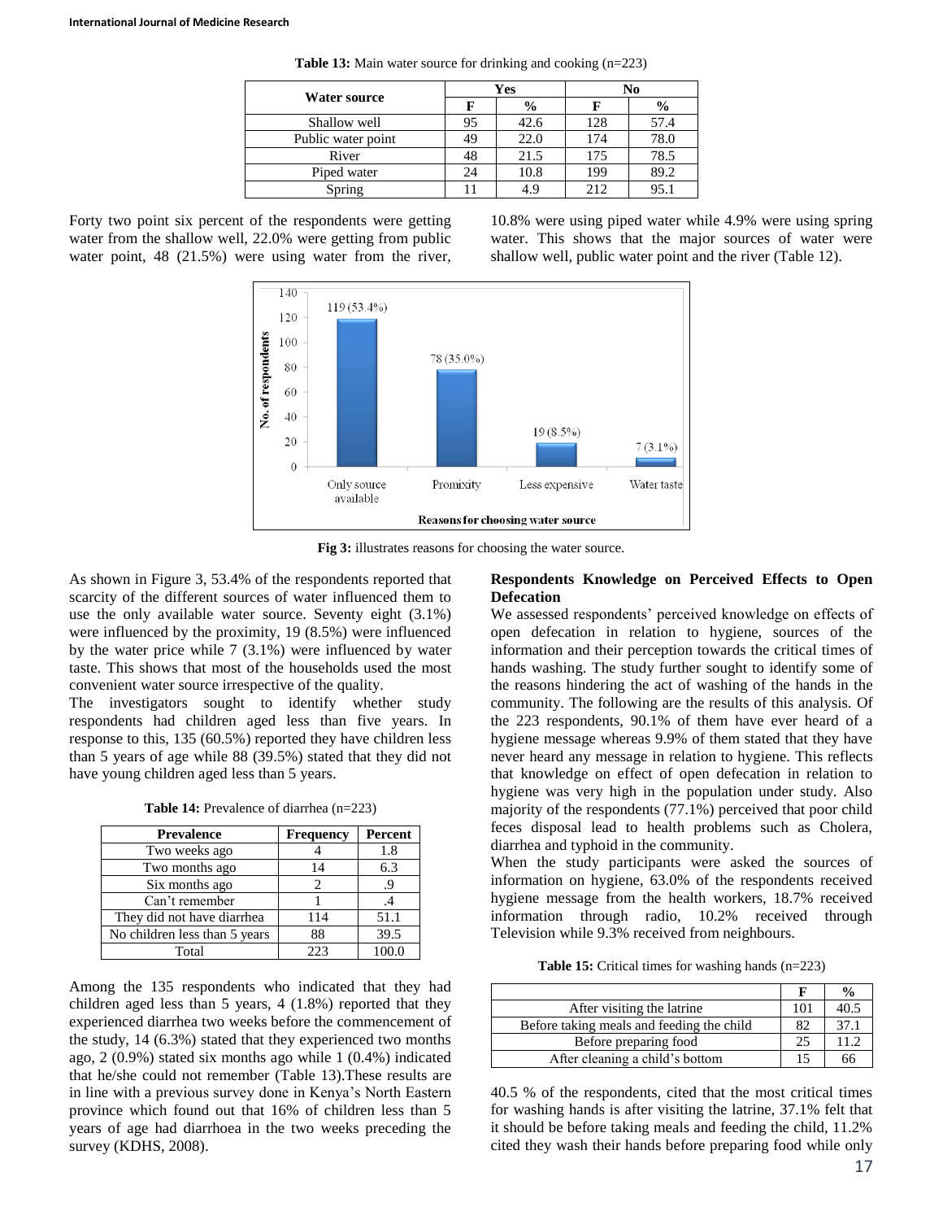**Table 13:** Main water source for drinking and cooking (n=223)

| Water source | Yes | | No | |
|---|---|---|---|---|
| | F | % | F | % |
| Shallow well | 95 | 42.6 | 128 | 57.4 |
| Public water point | 49 | 22.0 | 174 | 78.0 |
| River | 48 | 21.5 | 175 | 78.5 |
| Piped water | 24 | 10.8 | 199 | 89.2 |
| Spring | 11 | 4.9 | 212 | 95.1 |

Forty two point six percent of the respondents were getting water from the shallow well, 22.0% were getting from public water point, 48 (21.5%) were using water from the river, 10.8% were using piped water while 4.9% were using spring water. This shows that the major sources of water were shallow well, public water point and the river (Table 12).

**Fig 3:** illustrates reasons for choosing the water source.

As shown in Figure 3, 53.4% of the respondents reported that scarcity of the different sources of water influenced them to use the only available water source. Seventy eight (3.1%) were influenced by the proximity, 19 (8.5%) were influenced by the water price while 7 (3.1%) were influenced by water taste. This shows that most of the households used the most convenient water source irrespective of the quality.

The investigators sought to identify whether study respondents had children aged less than five years. In response to this, 135 (60.5%) reported they have children less than 5 years of age while 88 (39.5%) stated that they did not have young children aged less than 5 years.

**Table 14:** Prevalence of diarrhea (n=223)

| Prevalence | Frequency | Percent |
|---|---|---|
| Two weeks ago | 4 | 1.8 |
| Two months ago | 14 | 6.3 |
| Six months ago | 2 | .9 |
| Can't remember | 1 | .4 |
| They did not have diarrhea | 114 | 51.1 |
| No children less than 5 years | 88 | 39.5 |
| Total | 223 | 100.0 |

Among the 135 respondents who indicated that they had children aged less than 5 years, 4 (1.8%) reported that they experienced diarrhea two weeks before the commencement of the study, 14 (6.3%) stated that they experienced two months ago, 2 (0.9%) stated six months ago while 1 (0.4%) indicated that he/she could not remember (Table 13).These results are in line with a previous survey done in Kenya's North Eastern province which found out that 16% of children less than 5 years of age had diarrhoea in the two weeks preceding the survey (KDHS, 2008).

### Respondents Knowledge on Perceived Effects to Open Defecation

We assessed respondents' perceived knowledge on effects of open defecation in relation to hygiene, sources of the information and their perception towards the critical times of hands washing. The study further sought to identify some of the reasons hindering the act of washing of the hands in the community. The following are the results of this analysis. Of the 223 respondents, 90.1% of them have ever heard of a hygiene message whereas 9.9% of them stated that they have never heard any message in relation to hygiene. This reflects that knowledge on effect of open defecation in relation to hygiene was very high in the population under study. Also majority of the respondents (77.1%) perceived that poor child feces disposal lead to health problems such as Cholera, diarrhea and typhoid in the community.

When the study participants were asked the sources of information on hygiene, 63.0% of the respondents received hygiene message from the health workers, 18.7% received information through radio, 10.2% received through Television while 9.3% received from neighbours.

**Table 15:** Critical times for washing hands (n=223)

| | F | % |
|---|---|---|
| After visiting the latrine | 101 | 40.5 |
| Before taking meals and feeding the child | 82 | 37.1 |
| Before preparing food | 25 | 11.2 |
| After cleaning a child's bottom | 15 | 66 |

40.5 % of the respondents, cited that the most critical times for washing hands is after visiting the latrine, 37.1% felt that it should be before taking meals and feeding the child, 11.2% cited they wash their hands before preparing food while only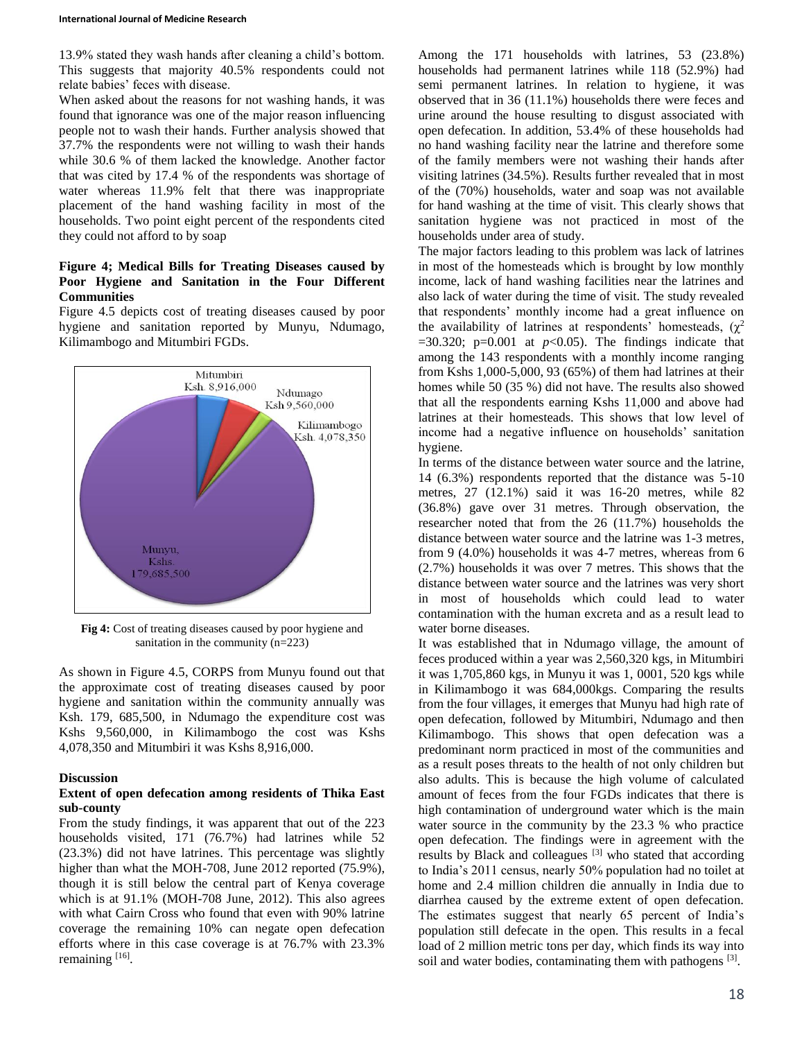13.9% stated they wash hands after cleaning a child's bottom. This suggests that majority 40.5% respondents could not relate babies' feces with disease.

When asked about the reasons for not washing hands, it was found that ignorance was one of the major reason influencing people not to wash their hands. Further analysis showed that 37.7% the respondents were not willing to wash their hands while 30.6 % of them lacked the knowledge. Another factor that was cited by 17.4 % of the respondents was shortage of water whereas 11.9% felt that there was inappropriate placement of the hand washing facility in most of the households. Two point eight percent of the respondents cited they could not afford to by soap

**Figure 4; Medical Bills for Treating Diseases caused by Poor Hygiene and Sanitation in the Four Different Communities**

Figure 4.5 depicts cost of treating diseases caused by poor hygiene and sanitation reported by Munyu, Ndumago, Kilimambogo and Mitumbiri FGDs.

Mitumbiri Ksh. 8,916,000

Ndumago Ksh 9,560,000

Kilimambogo Ksh. 4,078,350

Munyu, Kshs. 179,685,500

**Fig 4:** Cost of treating diseases caused by poor hygiene and sanitation in the community (n=223)

As shown in Figure 4.5, CORPS from Munyu found out that the approximate cost of treating diseases caused by poor hygiene and sanitation within the community annually was Ksh. 179, 685,500, in Ndumago the expenditure cost was Kshs 9,560,000, in Kilimambogo the cost was Kshs 4,078,350 and Mitumbiri it was Kshs 8,916,000.

## Discussion

### Extent of open defecation among residents of Thika East sub-county

From the study findings, it was apparent that out of the 223 households visited, 171 (76.7%) had latrines while 52 (23.3%) did not have latrines. This percentage was slightly higher than what the MOH-708, June 2012 reported (75.9%), though it is still below the central part of Kenya coverage which is at 91.1% (MOH-708 June, 2012). This also agrees with what Cairn Cross who found that even with 90% latrine coverage the remaining 10% can negate open defecation efforts where in this case coverage is at 76.7% with 23.3% remaining [16].

Among the 171 households with latrines, 53 (23.8%) households had permanent latrines while 118 (52.9%) had semi permanent latrines. In relation to hygiene, it was observed that in 36 (11.1%) households there were feces and urine around the house resulting to disgust associated with open defecation. In addition, 53.4% of these households had no hand washing facility near the latrine and therefore some of the family members were not washing their hands after visiting latrines (34.5%). Results further revealed that in most of the (70%) households, water and soap was not available for hand washing at the time of visit. This clearly shows that sanitation hygiene was not practiced in most of the households under area of study.

The major factors leading to this problem was lack of latrines in most of the homesteads which is brought by low monthly income, lack of hand washing facilities near the latrines and also lack of water during the time of visit. The study revealed that respondents' monthly income had a great influence on the availability of latrines at respondents' homesteads, ($\chi^2$ =30.320; p=0.001 at $p<0.05$). The findings indicate that among the 143 respondents with a monthly income ranging from Kshs 1,000-5,000, 93 (65%) of them had latrines at their homes while 50 (35 %) did not have. The results also showed that all the respondents earning Kshs 11,000 and above had latrines at their homesteads. This shows that low level of income had a negative influence on households' sanitation hygiene.

In terms of the distance between water source and the latrine, 14 (6.3%) respondents reported that the distance was 5-10 metres, 27 (12.1%) said it was 16-20 metres, while 82 (36.8%) gave over 31 metres. Through observation, the researcher noted that from the 26 (11.7%) households the distance between water source and the latrine was 1-3 metres, from 9 (4.0%) households it was 4-7 metres, whereas from 6 (2.7%) households it was over 7 metres. This shows that the distance between water source and the latrines was very short in most of households which could lead to water contamination with the human excreta and as a result lead to water borne diseases.

It was established that in Ndumago village, the amount of feces produced within a year was 2,560,320 kgs, in Mitumbiri it was 1,705,860 kgs, in Munyu it was 1, 0001, 520 kgs while in Kilimambogo it was 684,000kgs. Comparing the results from the four villages, it emerges that Munyu had high rate of open defecation, followed by Mitumbiri, Ndumago and then Kilimambogo. This shows that open defecation was a predominant norm practiced in most of the communities and as a result poses threats to the health of not only children but also adults. This is because the high volume of calculated amount of feces from the four FGDs indicates that there is high contamination of underground water which is the main water source in the community by the 23.3 % who practice open defecation. The findings were in agreement with the results by Black and colleagues [3] who stated that according to India's 2011 census, nearly 50% population had no toilet at home and 2.4 million children die annually in India due to diarrhea caused by the extreme extent of open defecation. The estimates suggest that nearly 65 percent of India's population still defecate in the open. This results in a fecal load of 2 million metric tons per day, which finds its way into soil and water bodies, contaminating them with pathogens [3].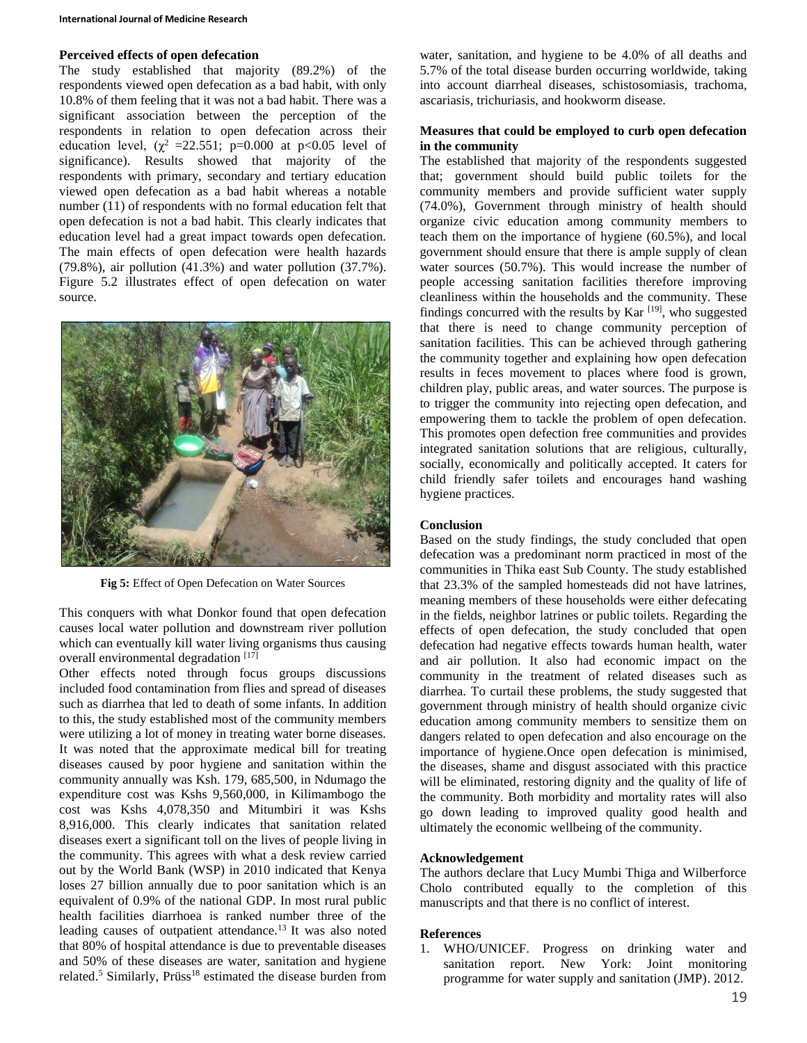### Perceived effects of open defecation

The study established that majority (89.2%) of the respondents viewed open defecation as a bad habit, with only 10.8% of them feeling that it was not a bad habit. There was a significant association between the perception of the respondents in relation to open defecation across their education level, ($\chi^2$ =22.551; p=0.000 at $p<0.05$ level of significance). Results showed that majority of the respondents with primary, secondary and tertiary education viewed open defecation as a bad habit whereas a notable number (11) of respondents with no formal education felt that open defecation is not a bad habit. This clearly indicates that education level had a great impact towards open defecation. The main effects of open defecation were health hazards (79.8%), air pollution (41.3%) and water pollution (37.7%). Figure 5.2 illustrates effect of open defecation on water source.

**Fig 5:** Effect of Open Defecation on Water Sources

This conquers with what Donkor found that open defecation causes local water pollution and downstream river pollution which can eventually kill water living organisms thus causing overall environmental degradation [17]

Other effects noted through focus groups discussions included food contamination from flies and spread of diseases such as diarrhea that led to death of some infants. In addition to this, the study established most of the community members were utilizing a lot of money in treating water borne diseases. It was noted that the approximate medical bill for treating diseases caused by poor hygiene and sanitation within the community annually was Ksh. 179, 685,500, in Ndumago the expenditure cost was Kshs 9,560,000, in Kilimambogo the cost was Kshs 4,078,350 and Mitumbiri it was Kshs 8,916,000. This clearly indicates that sanitation related diseases exert a significant toll on the lives of people living in the community. This agrees with what a desk review carried out by the World Bank (WSP) in 2010 indicated that Kenya loses 27 billion annually due to poor sanitation which is an equivalent of 0.9% of the national GDP. In most rural public health facilities diarrhoea is ranked number three of the leading causes of outpatient attendance.[13] It was also noted that 80% of hospital attendance is due to preventable diseases and 50% of these diseases are water, sanitation and hygiene related.[5] Similarly, Prüss[18] estimated the disease burden from water, sanitation, and hygiene to be 4.0% of all deaths and 5.7% of the total disease burden occurring worldwide, taking into account diarrheal diseases, schistosomiasis, trachoma, ascariasis, trichuriasis, and hookworm disease.

### Measures that could be employed to curb open defecation in the community

The established that majority of the respondents suggested that; government should build public toilets for the community members and provide sufficient water supply (74.0%), Government through ministry of health should organize civic education among community members to teach them on the importance of hygiene (60.5%), and local government should ensure that there is ample supply of clean water sources (50.7%). This would increase the number of people accessing sanitation facilities therefore improving cleanliness within the households and the community. These findings concurred with the results by Kar [19], who suggested that there is need to change community perception of sanitation facilities. This can be achieved through gathering the community together and explaining how open defecation results in feces movement to places where food is grown, children play, public areas, and water sources. The purpose is to trigger the community into rejecting open defecation, and empowering them to tackle the problem of open defecation. This promotes open defection free communities and provides integrated sanitation solutions that are religious, culturally, socially, economically and politically accepted. It caters for child friendly safer toilets and encourages hand washing hygiene practices.

### Conclusion

Based on the study findings, the study concluded that open defecation was a predominant norm practiced in most of the communities in Thika east Sub County. The study established that 23.3% of the sampled homesteads did not have latrines, meaning members of these households were either defecating in the fields, neighbor latrines or public toilets. Regarding the effects of open defecation, the study concluded that open defecation had negative effects towards human health, water and air pollution. It also had economic impact on the community in the treatment of related diseases such as diarrhea. To curtail these problems, the study suggested that government through ministry of health should organize civic education among community members to sensitize them on dangers related to open defecation and also encourage on the importance of hygiene.Once open defecation is minimised, the diseases, shame and disgust associated with this practice will be eliminated, restoring dignity and the quality of life of the community. Both morbidity and mortality rates will also go down leading to improved quality good health and ultimately the economic wellbeing of the community.

### Acknowledgement

The authors declare that Lucy Mumbi Thiga and Wilberforce Cholo contributed equally to the completion of this manuscripts and that there is no conflict of interest.

### References

1. WHO/UNICEF. Progress on drinking water and sanitation report. New York: Joint monitoring programme for water supply and sanitation (JMP). 2012.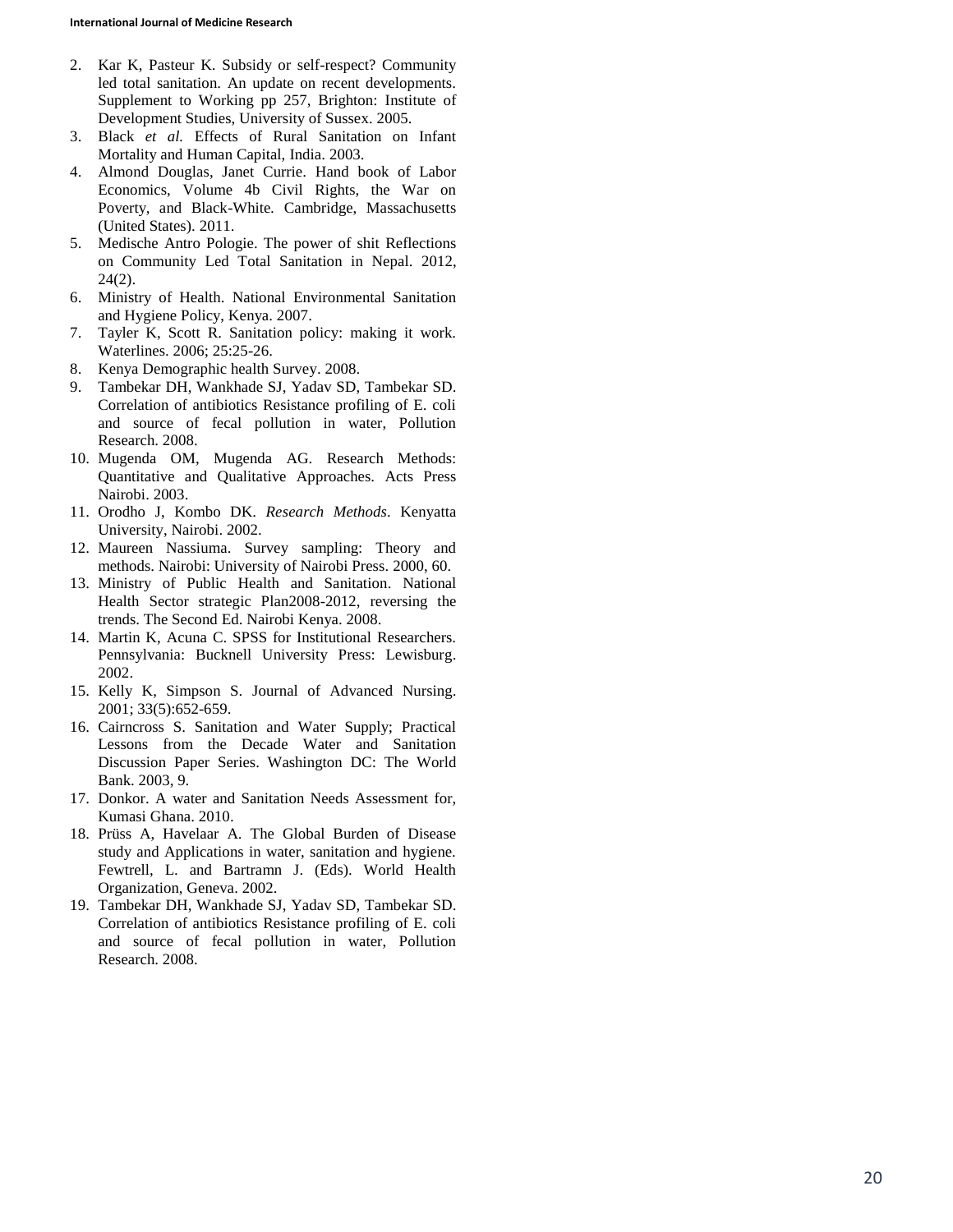2. Kar K, Pasteur K. Subsidy or self-respect? Community led total sanitation. An update on recent developments. Supplement to Working pp 257, Brighton: Institute of Development Studies, University of Sussex. 2005.
3. Black *et al.* Effects of Rural Sanitation on Infant Mortality and Human Capital, India. 2003.
4. Almond Douglas, Janet Currie. Hand book of Labor Economics, Volume 4b Civil Rights, the War on Poverty, and Black-White. Cambridge, Massachusetts (United States). 2011.
5. Medische Antro Pologie. The power of shit Reflections on Community Led Total Sanitation in Nepal. 2012, 24(2).
6. Ministry of Health. National Environmental Sanitation and Hygiene Policy, Kenya. 2007.
7. Tayler K, Scott R. Sanitation policy: making it work. Waterlines. 2006; 25:25-26.
8. Kenya Demographic health Survey. 2008.
9. Tambekar DH, Wankhade SJ, Yadav SD, Tambekar SD. Correlation of antibiotics Resistance profiling of E. coli and source of fecal pollution in water, Pollution Research. 2008.
10. Mugenda OM, Mugenda AG. Research Methods: Quantitative and Qualitative Approaches. Acts Press Nairobi. 2003.
11. Orodho J, Kombo DK. *Research Methods*. Kenyatta University, Nairobi. 2002.
12. Maureen Nassiuma. Survey sampling: Theory and methods. Nairobi: University of Nairobi Press. 2000, 60.
13. Ministry of Public Health and Sanitation. National Health Sector strategic Plan2008-2012, reversing the trends. The Second Ed. Nairobi Kenya. 2008.
14. Martin K, Acuna C. SPSS for Institutional Researchers. Pennsylvania: Bucknell University Press: Lewisburg. 2002.
15. Kelly K, Simpson S. Journal of Advanced Nursing. 2001; 33(5):652-659.
16. Cairncross S. Sanitation and Water Supply; Practical Lessons from the Decade Water and Sanitation Discussion Paper Series. Washington DC: The World Bank. 2003, 9.
17. Donkor. A water and Sanitation Needs Assessment for, Kumasi Ghana. 2010.
18. Prüss A, Havelaar A. The Global Burden of Disease study and Applications in water, sanitation and hygiene. Fewtrell, L. and Bartramn J. (Eds). World Health Organization, Geneva. 2002.
19. Tambekar DH, Wankhade SJ, Yadav SD, Tambekar SD. Correlation of antibiotics Resistance profiling of E. coli and source of fecal pollution in water, Pollution Research. 2008.